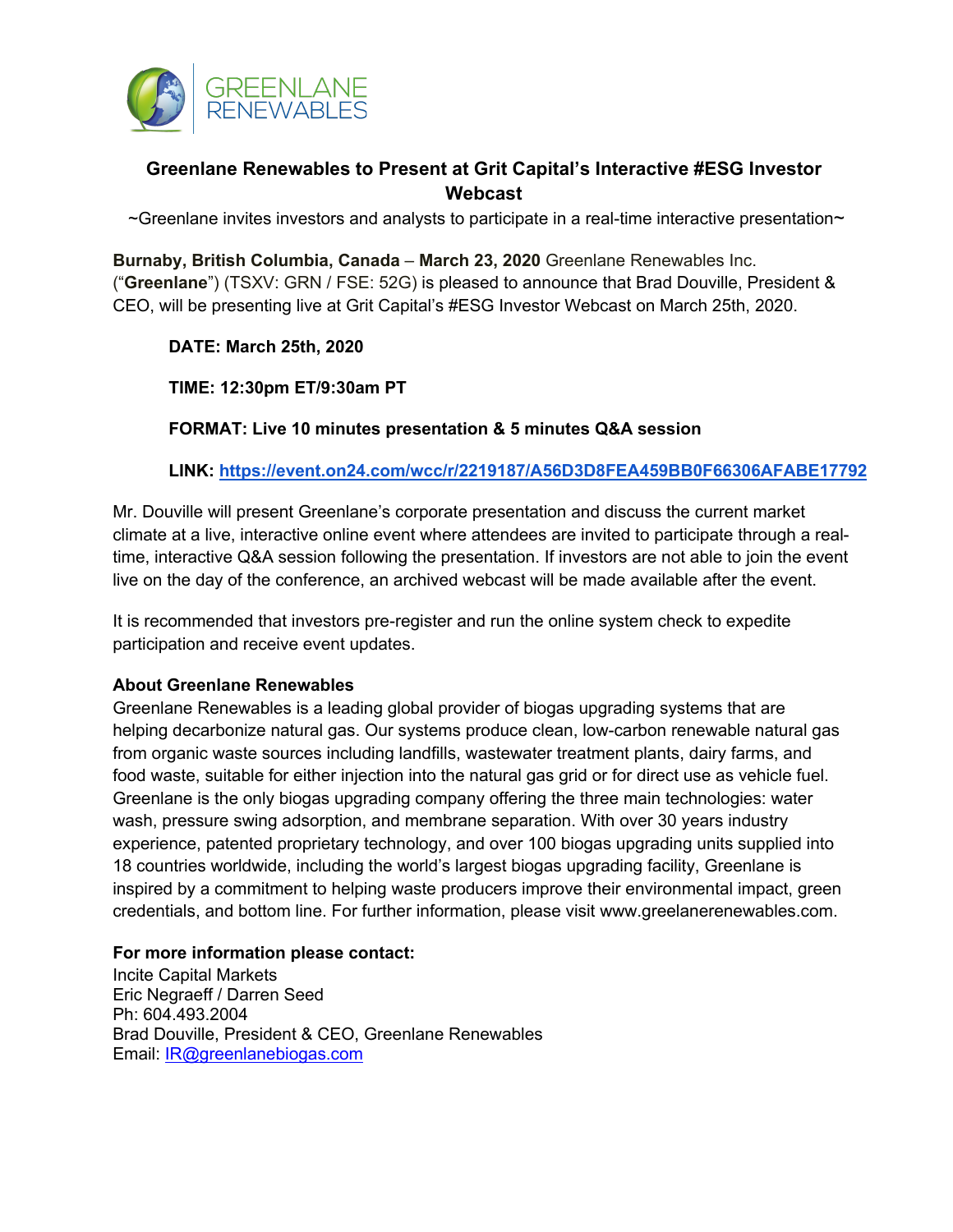GREENLANE RENEWABLES

# Greenlane Renewables to Present at Grit Capital's Interactive #ESG Investor Webcast

~Greenlane invites investors and analysts to participate in a real-time interactive presentation~

**Burnaby, British Columbia, Canada** – **March 23, 2020** Greenlane Renewables Inc. ("**Greenlane**") (TSXV: GRN / FSE: 52G) is pleased to announce that Brad Douville, President & CEO, will be presenting live at Grit Capital's #ESG Investor Webcast on March 25th, 2020.

**DATE: March 25th, 2020**

**TIME: 12:30pm ET/9:30am PT**

**FORMAT: Live 10 minutes presentation & 5 minutes Q&A session**

**LINK: https://event.on24.com/wcc/r/2219187/A56D3D8FEA459BB0F66306AFABE17792**

Mr. Douville will present Greenlane's corporate presentation and discuss the current market climate at a live, interactive online event where attendees are invited to participate through a real-time, interactive Q&A session following the presentation. If investors are not able to join the event live on the day of the conference, an archived webcast will be made available after the event.

It is recommended that investors pre-register and run the online system check to expedite participation and receive event updates.

**About Greenlane Renewables**

Greenlane Renewables is a leading global provider of biogas upgrading systems that are helping decarbonize natural gas. Our systems produce clean, low-carbon renewable natural gas from organic waste sources including landfills, wastewater treatment plants, dairy farms, and food waste, suitable for either injection into the natural gas grid or for direct use as vehicle fuel. Greenlane is the only biogas upgrading company offering the three main technologies: water wash, pressure swing adsorption, and membrane separation. With over 30 years industry experience, patented proprietary technology, and over 100 biogas upgrading units supplied into 18 countries worldwide, including the world's largest biogas upgrading facility, Greenlane is inspired by a commitment to helping waste producers improve their environmental impact, green credentials, and bottom line. For further information, please visit www.greelanerenewables.com.

**For more information please contact:**

Incite Capital Markets
Eric Negraeff / Darren Seed
Ph: 604.493.2004
Brad Douville, President & CEO, Greenlane Renewables
Email: IR@greenlanebiogas.com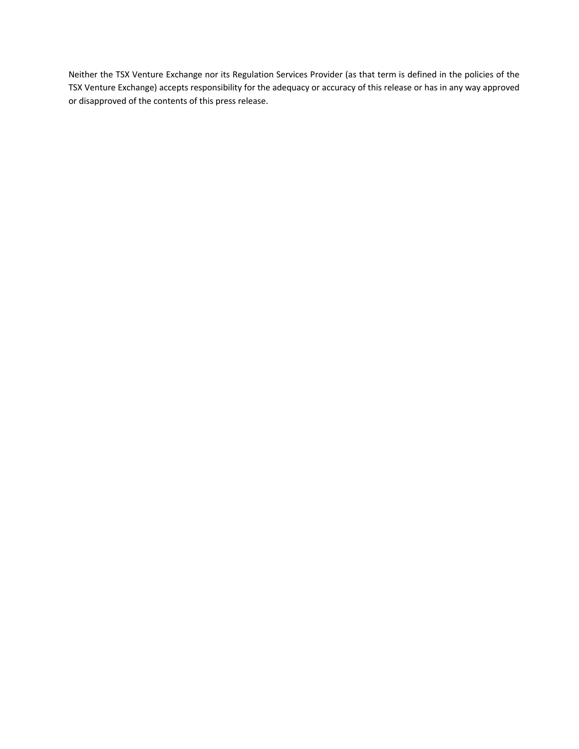Neither the TSX Venture Exchange nor its Regulation Services Provider (as that term is defined in the policies of the TSX Venture Exchange) accepts responsibility for the adequacy or accuracy of this release or has in any way approved or disapproved of the contents of this press release.